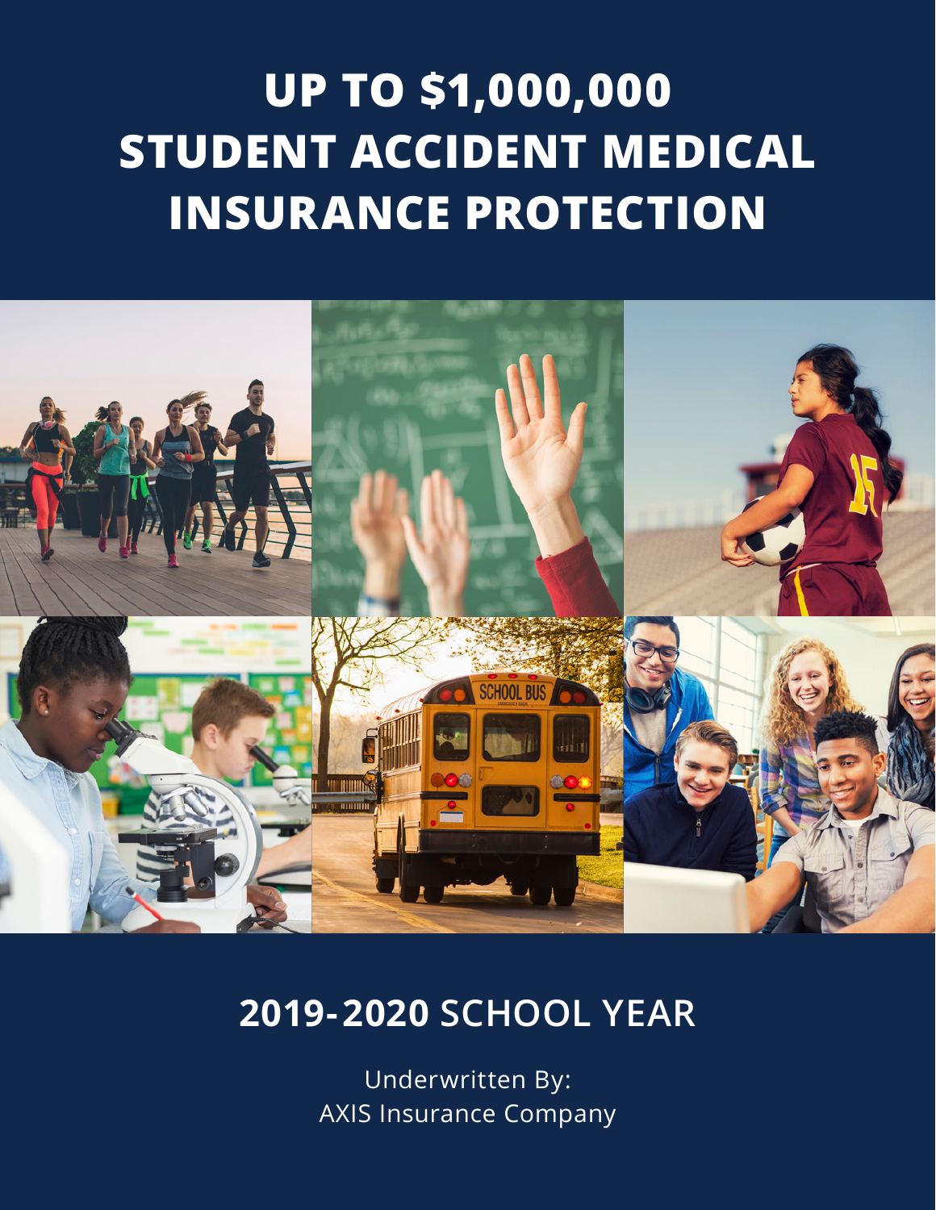# UP TO $1,000,000 STUDENT ACCIDENT MEDICAL INSURANCE PROTECTION

## 2019-2020 SCHOOL YEAR

Underwritten By:
AXIS Insurance Company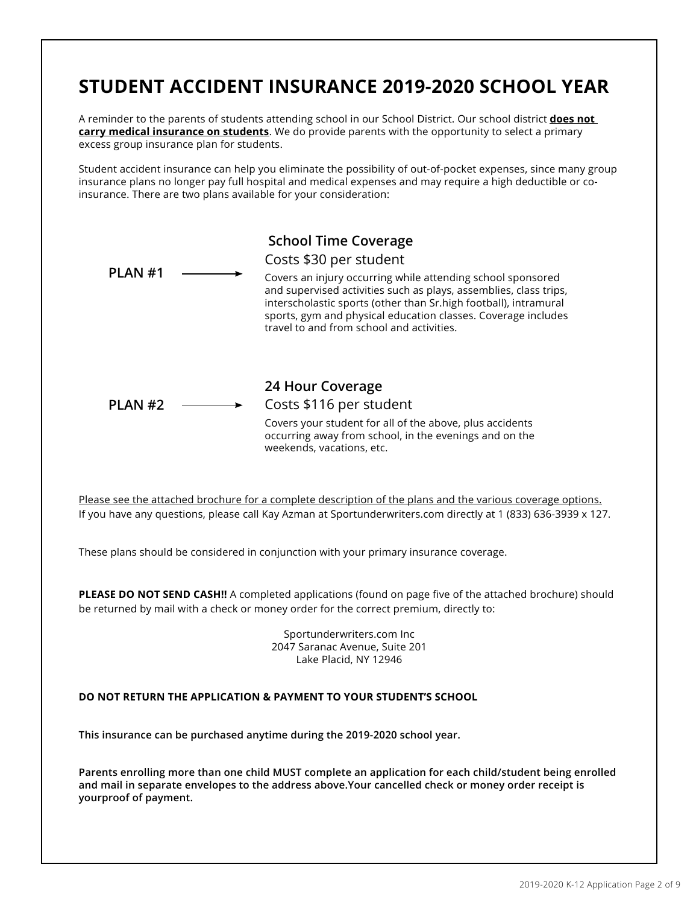# STUDENT ACCIDENT INSURANCE 2019-2020 SCHOOL YEAR

A reminder to the parents of students attending school in our School District. Our school district **does not carry medical insurance on students**. We do provide parents with the opportunity to select a primary excess group insurance plan for students.

Student accident insurance can help you eliminate the possibility of out-of-pocket expenses, since many group insurance plans no longer pay full hospital and medical expenses and may require a high deductible or co-insurance. There are two plans available for your consideration:

**PLAN #1** →

**School Time Coverage**

Costs $30 per student

Covers an injury occurring while attending school sponsored and supervised activities such as plays, assemblies, class trips, interscholastic sports (other than Sr.high football), intramural sports, gym and physical education classes. Coverage includes travel to and from school and activities.

**PLAN #2** →

**24 Hour Coverage**

Costs $116 per student

Covers your student for all of the above, plus accidents occurring away from school, in the evenings and on the weekends, vacations, etc.

<u>Please see the attached brochure for a complete description of the plans and the various coverage options.</u>
If you have any questions, please call Kay Azman at Sportunderwriters.com directly at 1 (833) 636-3939 x 127.

These plans should be considered in conjunction with your primary insurance coverage.

**PLEASE DO NOT SEND CASH!!** A completed applications (found on page five of the attached brochure) should be returned by mail with a check or money order for the correct premium, directly to:

Sportunderwriters.com Inc
2047 Saranac Avenue, Suite 201
Lake Placid, NY 12946

**DO NOT RETURN THE APPLICATION & PAYMENT TO YOUR STUDENT'S SCHOOL**

**This insurance can be purchased anytime during the 2019-2020 school year.**

**Parents enrolling more than one child MUST complete an application for each child/student being enrolled and mail in separate envelopes to the address above.Your cancelled check or money order receipt is yourproof of payment.**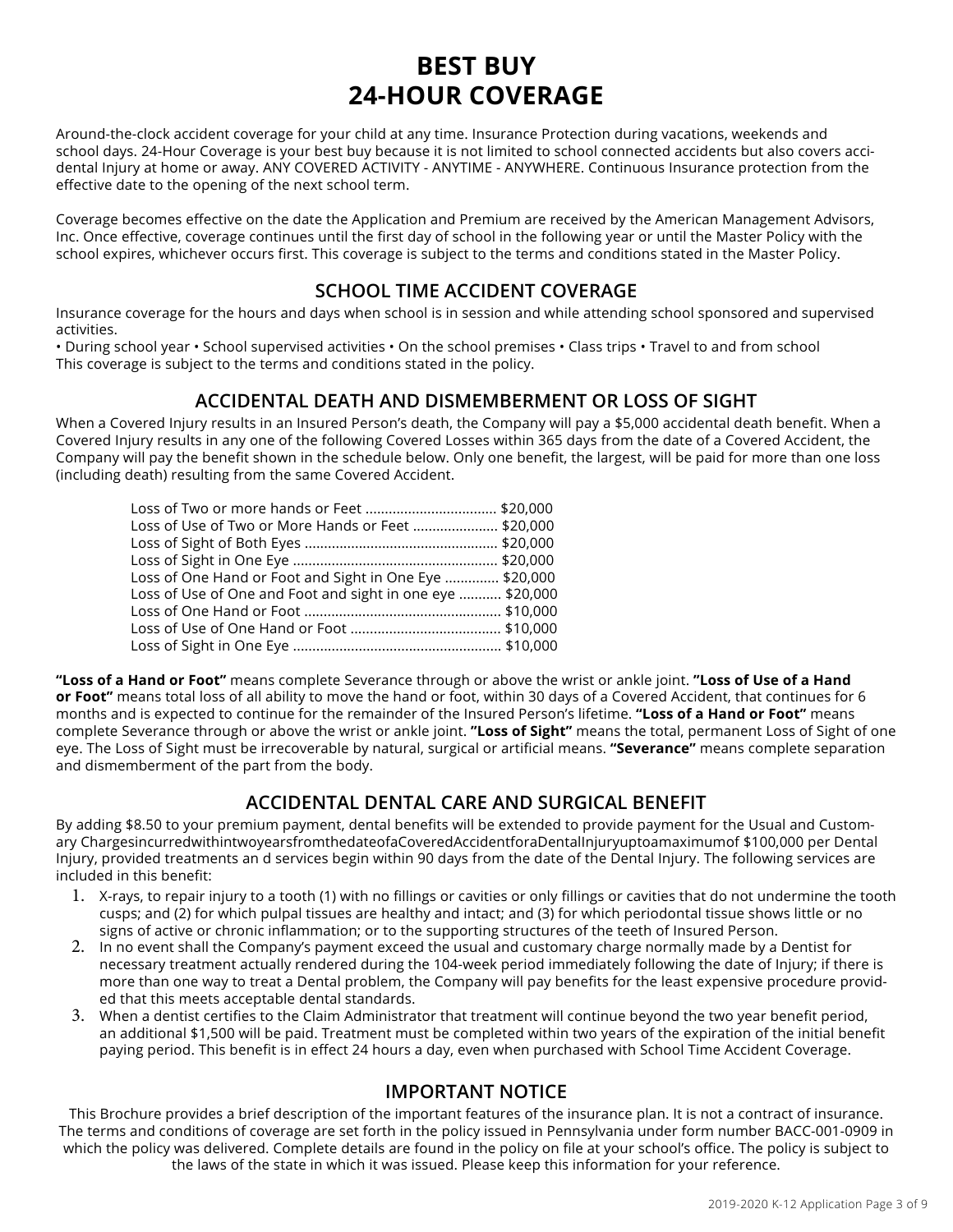# BEST BUY 24-HOUR COVERAGE

Around-the-clock accident coverage for your child at any time. Insurance Protection during vacations, weekends and school days. 24-Hour Coverage is your best buy because it is not limited to school connected accidents but also covers accidental Injury at home or away. ANY COVERED ACTIVITY - ANYTIME - ANYWHERE. Continuous Insurance protection from the effective date to the opening of the next school term.

Coverage becomes effective on the date the Application and Premium are received by the American Management Advisors, Inc. Once effective, coverage continues until the first day of school in the following year or until the Master Policy with the school expires, whichever occurs first. This coverage is subject to the terms and conditions stated in the Master Policy.

## SCHOOL TIME ACCIDENT COVERAGE

Insurance coverage for the hours and days when school is in session and while attending school sponsored and supervised activities.

• During school year • School supervised activities • On the school premises • Class trips • Travel to and from school
This coverage is subject to the terms and conditions stated in the policy.

## ACCIDENTAL DEATH AND DISMEMBERMENT OR LOSS OF SIGHT

When a Covered Injury results in an Insured Person's death, the Company will pay a $5,000 accidental death benefit. When a Covered Injury results in any one of the following Covered Losses within 365 days from the date of a Covered Accident, the Company will pay the benefit shown in the schedule below. Only one benefit, the largest, will be paid for more than one loss (including death) resulting from the same Covered Accident.

| Loss | Benefit |
|---|---|
| Loss of Two or more hands or Feet | $20,000 |
| Loss of Use of Two or More Hands or Feet | $20,000 |
| Loss of Sight of Both Eyes | $20,000 |
| Loss of Sight in One Eye | $20,000 |
| Loss of One Hand or Foot and Sight in One Eye | $20,000 |
| Loss of Use of One and Foot and sight in one eye | $20,000 |
| Loss of One Hand or Foot | $10,000 |
| Loss of Use of One Hand or Foot | $10,000 |
| Loss of Sight in One Eye | $10,000 |

**"Loss of a Hand or Foot"** means complete Severance through or above the wrist or ankle joint. **"Loss of Use of a Hand or Foot"** means total loss of all ability to move the hand or foot, within 30 days of a Covered Accident, that continues for 6 months and is expected to continue for the remainder of the Insured Person's lifetime. **"Loss of a Hand or Foot"** means complete Severance through or above the wrist or ankle joint. **"Loss of Sight"** means the total, permanent Loss of Sight of one eye. The Loss of Sight must be irrecoverable by natural, surgical or artificial means. **"Severance"** means complete separation and dismemberment of the part from the body.

## ACCIDENTAL DENTAL CARE AND SURGICAL BENEFIT

By adding $8.50 to your premium payment, dental benefits will be extended to provide payment for the Usual and Customary Chargesincurredwithintwoyearsfromthedateofa CoveredAccidentforaDentalInjuryuptoamaximumof $100,000 per Dental Injury, provided treatments an d services begin within 90 days from the date of the Dental Injury. The following services are included in this benefit:

1. X-rays, to repair injury to a tooth (1) with no fillings or cavities or only fillings or cavities that do not undermine the tooth cusps; and (2) for which pulpal tissues are healthy and intact; and (3) for which periodontal tissue shows little or no signs of active or chronic inflammation; or to the supporting structures of the teeth of Insured Person.
2. In no event shall the Company's payment exceed the usual and customary charge normally made by a Dentist for necessary treatment actually rendered during the 104-week period immediately following the date of Injury; if there is more than one way to treat a Dental problem, the Company will pay benefits for the least expensive procedure provided that this meets acceptable dental standards.
3. When a dentist certifies to the Claim Administrator that treatment will continue beyond the two year benefit period, an additional $1,500 will be paid. Treatment must be completed within two years of the expiration of the initial benefit paying period. This benefit is in effect 24 hours a day, even when purchased with School Time Accident Coverage.

## IMPORTANT NOTICE

This Brochure provides a brief description of the important features of the insurance plan. It is not a contract of insurance. The terms and conditions of coverage are set forth in the policy issued in Pennsylvania under form number BACC-001-0909 in which the policy was delivered. Complete details are found in the policy on file at your school's office. The policy is subject to the laws of the state in which it was issued. Please keep this information for your reference.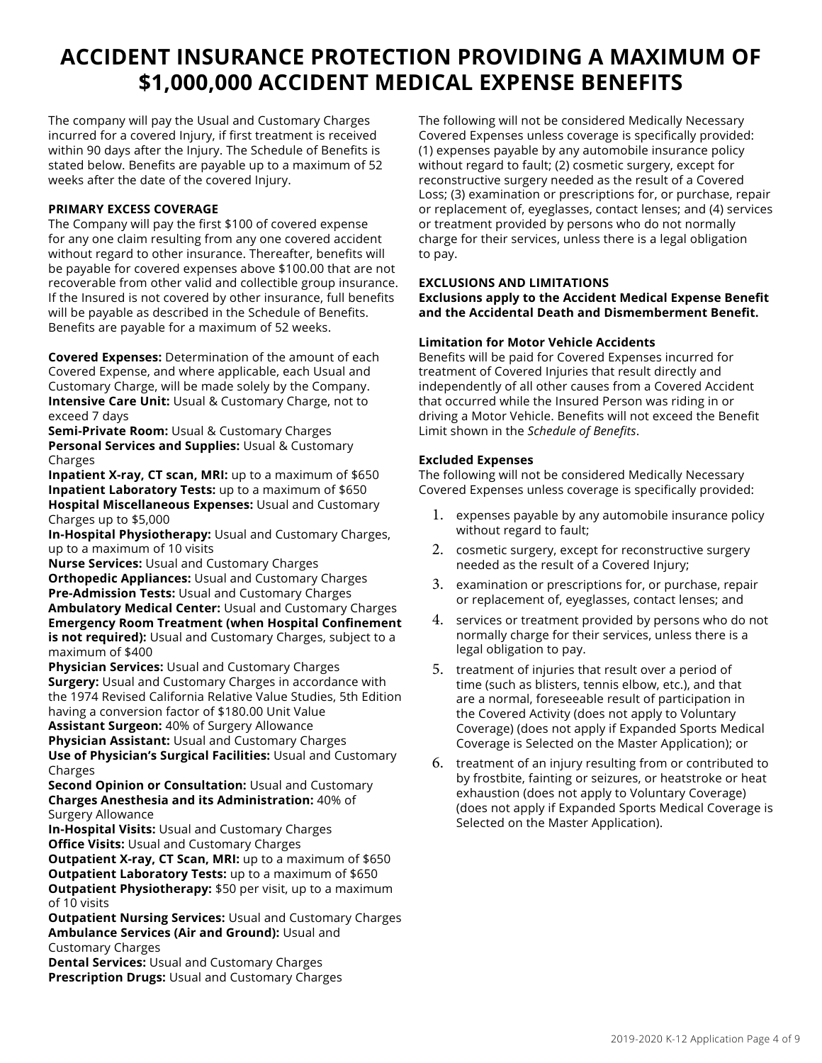# ACCIDENT INSURANCE PROTECTION PROVIDING A MAXIMUM OF $1,000,000 ACCIDENT MEDICAL EXPENSE BENEFITS

The company will pay the Usual and Customary Charges incurred for a covered Injury, if first treatment is received within 90 days after the Injury. The Schedule of Benefits is stated below. Benefits are payable up to a maximum of 52 weeks after the date of the covered Injury.

**PRIMARY EXCESS COVERAGE**
The Company will pay the first $100 of covered expense for any one claim resulting from any one covered accident without regard to other insurance. Thereafter, benefits will be payable for covered expenses above $100.00 that are not recoverable from other valid and collectible group insurance. If the Insured is not covered by other insurance, full benefits will be payable as described in the Schedule of Benefits. Benefits are payable for a maximum of 52 weeks.

**Covered Expenses:** Determination of the amount of each Covered Expense, and where applicable, each Usual and Customary Charge, will be made solely by the Company.
**Intensive Care Unit:** Usual & Customary Charge, not to exceed 7 days
**Semi-Private Room:** Usual & Customary Charges
**Personal Services and Supplies:** Usual & Customary Charges
**Inpatient X-ray, CT scan, MRI:** up to a maximum of $650
**Inpatient Laboratory Tests:** up to a maximum of $650
**Hospital Miscellaneous Expenses:** Usual and Customary Charges up to $5,000
**In-Hospital Physiotherapy:** Usual and Customary Charges, up to a maximum of 10 visits
**Nurse Services:** Usual and Customary Charges
**Orthopedic Appliances:** Usual and Customary Charges
**Pre-Admission Tests:** Usual and Customary Charges
**Ambulatory Medical Center:** Usual and Customary Charges
**Emergency Room Treatment (when Hospital Confinement is not required):** Usual and Customary Charges, subject to a maximum of $400
**Physician Services:** Usual and Customary Charges
**Surgery:** Usual and Customary Charges in accordance with the 1974 Revised California Relative Value Studies, 5th Edition having a conversion factor of $180.00 Unit Value
**Assistant Surgeon:** 40% of Surgery Allowance
**Physician Assistant:** Usual and Customary Charges
**Use of Physician's Surgical Facilities:** Usual and Customary Charges
**Second Opinion or Consultation:** Usual and Customary Charges **Anesthesia and its Administration:** 40% of Surgery Allowance
**In-Hospital Visits:** Usual and Customary Charges
**Office Visits:** Usual and Customary Charges
**Outpatient X-ray, CT Scan, MRI:** up to a maximum of $650
**Outpatient Laboratory Tests:** up to a maximum of $650
**Outpatient Physiotherapy:** $50 per visit, up to a maximum of 10 visits
**Outpatient Nursing Services:** Usual and Customary Charges
**Ambulance Services (Air and Ground):** Usual and Customary Charges
**Dental Services:** Usual and Customary Charges
**Prescription Drugs:** Usual and Customary Charges

The following will not be considered Medically Necessary Covered Expenses unless coverage is specifically provided: (1) expenses payable by any automobile insurance policy without regard to fault; (2) cosmetic surgery, except for reconstructive surgery needed as the result of a Covered Loss; (3) examination or prescriptions for, or purchase, repair or replacement of, eyeglasses, contact lenses; and (4) services or treatment provided by persons who do not normally charge for their services, unless there is a legal obligation to pay.

**EXCLUSIONS AND LIMITATIONS**
**Exclusions apply to the Accident Medical Expense Benefit and the Accidental Death and Dismemberment Benefit.**

**Limitation for Motor Vehicle Accidents**
Benefits will be paid for Covered Expenses incurred for treatment of Covered Injuries that result directly and independently of all other causes from a Covered Accident that occurred while the Insured Person was riding in or driving a Motor Vehicle. Benefits will not exceed the Benefit Limit shown in the *Schedule of Benefits*.

**Excluded Expenses**
The following will not be considered Medically Necessary Covered Expenses unless coverage is specifically provided:

1. expenses payable by any automobile insurance policy without regard to fault;
2. cosmetic surgery, except for reconstructive surgery needed as the result of a Covered Injury;
3. examination or prescriptions for, or purchase, repair or replacement of, eyeglasses, contact lenses; and
4. services or treatment provided by persons who do not normally charge for their services, unless there is a legal obligation to pay.
5. treatment of injuries that result over a period of time (such as blisters, tennis elbow, etc.), and that are a normal, foreseeable result of participation in the Covered Activity (does not apply to Voluntary Coverage) (does not apply if Expanded Sports Medical Coverage is Selected on the Master Application); or
6. treatment of an injury resulting from or contributed to by frostbite, fainting or seizures, or heatstroke or heat exhaustion (does not apply to Voluntary Coverage) (does not apply if Expanded Sports Medical Coverage is Selected on the Master Application).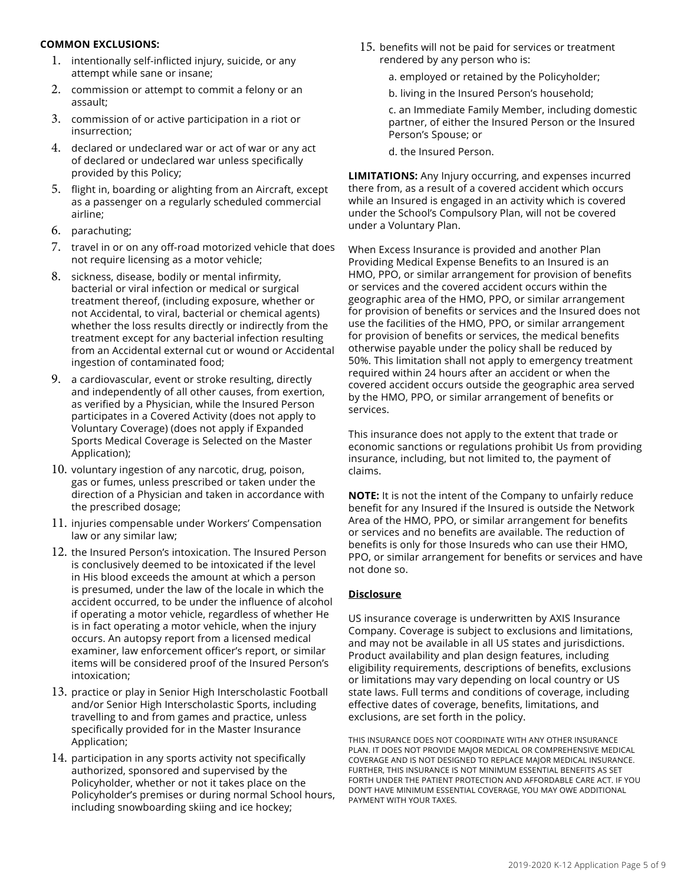**COMMON EXCLUSIONS:**

1. intentionally self-inflicted injury, suicide, or any attempt while sane or insane;
2. commission or attempt to commit a felony or an assault;
3. commission of or active participation in a riot or insurrection;
4. declared or undeclared war or act of war or any act of declared or undeclared war unless specifically provided by this Policy;
5. flight in, boarding or alighting from an Aircraft, except as a passenger on a regularly scheduled commercial airline;
6. parachuting;
7. travel in or on any off-road motorized vehicle that does not require licensing as a motor vehicle;
8. sickness, disease, bodily or mental infirmity, bacterial or viral infection or medical or surgical treatment thereof, (including exposure, whether or not Accidental, to viral, bacterial or chemical agents) whether the loss results directly or indirectly from the treatment except for any bacterial infection resulting from an Accidental external cut or wound or Accidental ingestion of contaminated food;
9. a cardiovascular, event or stroke resulting, directly and independently of all other causes, from exertion, as verified by a Physician, while the Insured Person participates in a Covered Activity (does not apply to Voluntary Coverage) (does not apply if Expanded Sports Medical Coverage is Selected on the Master Application);
10. voluntary ingestion of any narcotic, drug, poison, gas or fumes, unless prescribed or taken under the direction of a Physician and taken in accordance with the prescribed dosage;
11. injuries compensable under Workers' Compensation law or any similar law;
12. the Insured Person's intoxication. The Insured Person is conclusively deemed to be intoxicated if the level in His blood exceeds the amount at which a person is presumed, under the law of the locale in which the accident occurred, to be under the influence of alcohol if operating a motor vehicle, regardless of whether He is in fact operating a motor vehicle, when the injury occurs. An autopsy report from a licensed medical examiner, law enforcement officer's report, or similar items will be considered proof of the Insured Person's intoxication;
13. practice or play in Senior High Interscholastic Football and/or Senior High Interscholastic Sports, including travelling to and from games and practice, unless specifically provided for in the Master Insurance Application;
14. participation in any sports activity not specifically authorized, sponsored and supervised by the Policyholder, whether or not it takes place on the Policyholder's premises or during normal School hours, including snowboarding skiing and ice hockey;
15. benefits will not be paid for services or treatment rendered by any person who is:

    a. employed or retained by the Policyholder;

    b. living in the Insured Person's household;

    c. an Immediate Family Member, including domestic partner, of either the Insured Person or the Insured Person's Spouse; or

    d. the Insured Person.

**LIMITATIONS:** Any Injury occurring, and expenses incurred there from, as a result of a covered accident which occurs while an Insured is engaged in an activity which is covered under the School's Compulsory Plan, will not be covered under a Voluntary Plan.

When Excess Insurance is provided and another Plan Providing Medical Expense Benefits to an Insured is an HMO, PPO, or similar arrangement for provision of benefits or services and the covered accident occurs within the geographic area of the HMO, PPO, or similar arrangement for provision of benefits or services and the Insured does not use the facilities of the HMO, PPO, or similar arrangement for provision of benefits or services, the medical benefits otherwise payable under the policy shall be reduced by 50%. This limitation shall not apply to emergency treatment required within 24 hours after an accident or when the covered accident occurs outside the geographic area served by the HMO, PPO, or similar arrangement of benefits or services.

This insurance does not apply to the extent that trade or economic sanctions or regulations prohibit Us from providing insurance, including, but not limited to, the payment of claims.

**NOTE:** It is not the intent of the Company to unfairly reduce benefit for any Insured if the Insured is outside the Network Area of the HMO, PPO, or similar arrangement for benefits or services and no benefits are available. The reduction of benefits is only for those Insureds who can use their HMO, PPO, or similar arrangement for benefits or services and have not done so.

**Disclosure**

US insurance coverage is underwritten by AXIS Insurance Company. Coverage is subject to exclusions and limitations, and may not be available in all US states and jurisdictions. Product availability and plan design features, including eligibility requirements, descriptions of benefits, exclusions or limitations may vary depending on local country or US state laws. Full terms and conditions of coverage, including effective dates of coverage, benefits, limitations, and exclusions, are set forth in the policy.

THIS INSURANCE DOES NOT COORDINATE WITH ANY OTHER INSURANCE PLAN. IT DOES NOT PROVIDE MAJOR MEDICAL OR COMPREHENSIVE MEDICAL COVERAGE AND IS NOT DESIGNED TO REPLACE MAJOR MEDICAL INSURANCE. FURTHER, THIS INSURANCE IS NOT MINIMUM ESSENTIAL BENEFITS AS SET FORTH UNDER THE PATIENT PROTECTION AND AFFORDABLE CARE ACT. IF YOU DON'T HAVE MINIMUM ESSENTIAL COVERAGE, YOU MAY OWE ADDITIONAL PAYMENT WITH YOUR TAXES.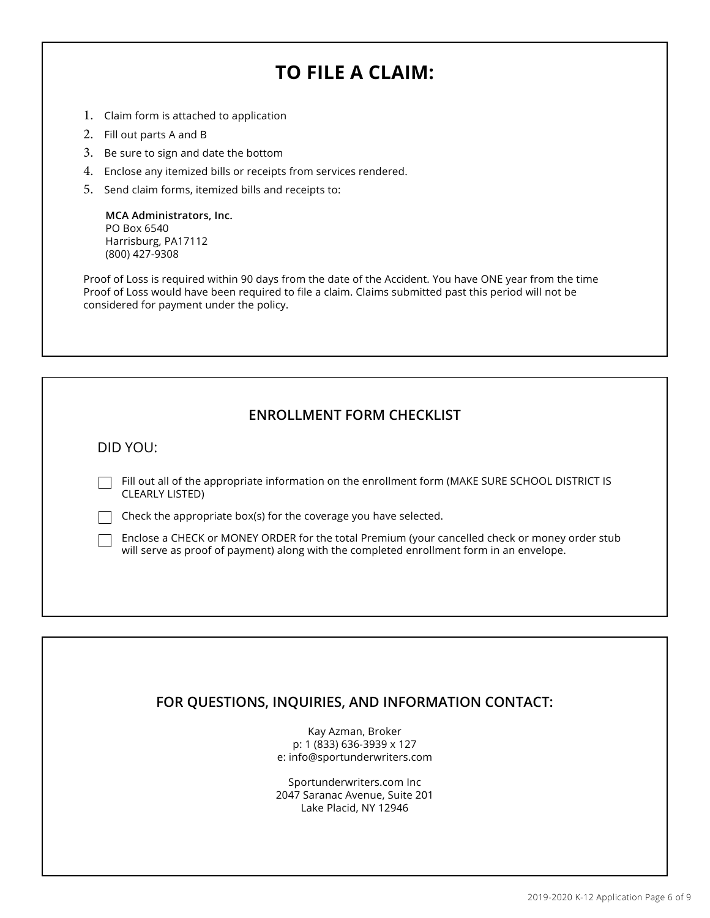# TO FILE A CLAIM:

1. Claim form is attached to application
2. Fill out parts A and B
3. Be sure to sign and date the bottom
4. Enclose any itemized bills or receipts from services rendered.
5. Send claim forms, itemized bills and receipts to:

**MCA Administrators, Inc.**
PO Box 6540
Harrisburg, PA17112
(800) 427-9308

Proof of Loss is required within 90 days from the date of the Accident. You have ONE year from the time Proof of Loss would have been required to file a claim. Claims submitted past this period will not be considered for payment under the policy.

## ENROLLMENT FORM CHECKLIST

DID YOU:

- [ ] Fill out all of the appropriate information on the enrollment form (MAKE SURE SCHOOL DISTRICT IS CLEARLY LISTED)
- [ ] Check the appropriate box(s) for the coverage you have selected.
- [ ] Enclose a CHECK or MONEY ORDER for the total Premium (your cancelled check or money order stub will serve as proof of payment) along with the completed enrollment form in an envelope.

## FOR QUESTIONS, INQUIRIES, AND INFORMATION CONTACT:

Kay Azman, Broker
p: 1 (833) 636-3939 x 127
e: info@sportunderwriters.com

Sportunderwriters.com Inc
2047 Saranac Avenue, Suite 201
Lake Placid, NY 12946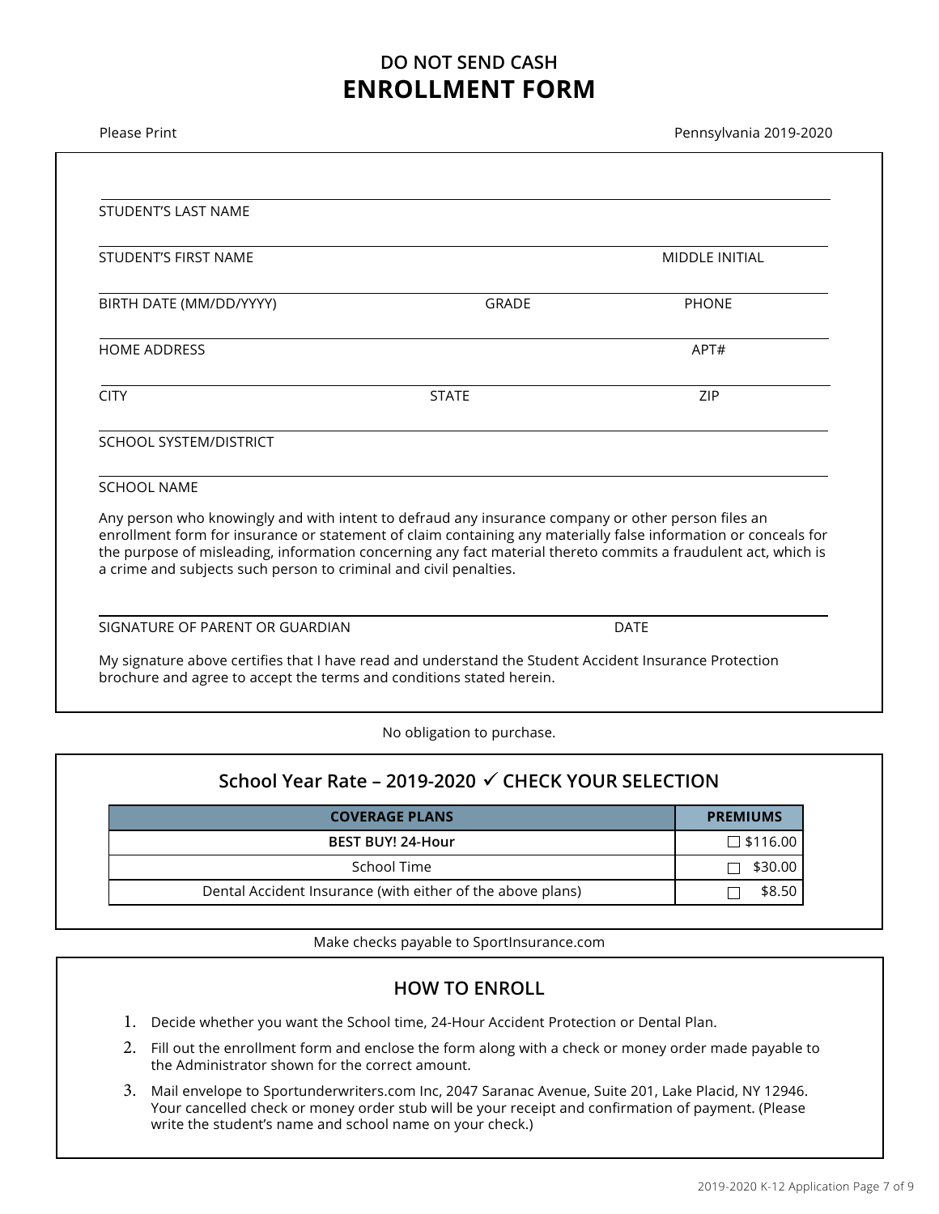# DO NOT SEND CASH

# ENROLLMENT FORM

Please Print

Pennsylvania 2019-2020

STUDENT'S LAST NAME

STUDENT'S FIRST NAME MIDDLE INITIAL

BIRTH DATE (MM/DD/YYYY) GRADE PHONE

HOME ADDRESS APT#

CITY STATE ZIP

SCHOOL SYSTEM/DISTRICT

SCHOOL NAME

Any person who knowingly and with intent to defraud any insurance company or other person files an enrollment form for insurance or statement of claim containing any materially false information or conceals for the purpose of misleading, information concerning any fact material thereto commits a fraudulent act, which is a crime and subjects such person to criminal and civil penalties.

SIGNATURE OF PARENT OR GUARDIAN DATE

My signature above certifies that I have read and understand the Student Accident Insurance Protection brochure and agree to accept the terms and conditions stated herein.

No obligation to purchase.

## School Year Rate – 2019-2020 ✓ CHECK YOUR SELECTION

| COVERAGE PLANS | PREMIUMS |
|---|---|
| **BEST BUY! 24-Hour** | ☐ $116.00 |
| School Time | ☐ $30.00 |
| Dental Accident Insurance (with either of the above plans) | ☐ $8.50 |

Make checks payable to SportInsurance.com

## HOW TO ENROLL

1. Decide whether you want the School time, 24-Hour Accident Protection or Dental Plan.
2. Fill out the enrollment form and enclose the form along with a check or money order made payable to the Administrator shown for the correct amount.
3. Mail envelope to Sportunderwriters.com Inc, 2047 Saranac Avenue, Suite 201, Lake Placid, NY 12946. Your cancelled check or money order stub will be your receipt and confirmation of payment. (Please write the student's name and school name on your check.)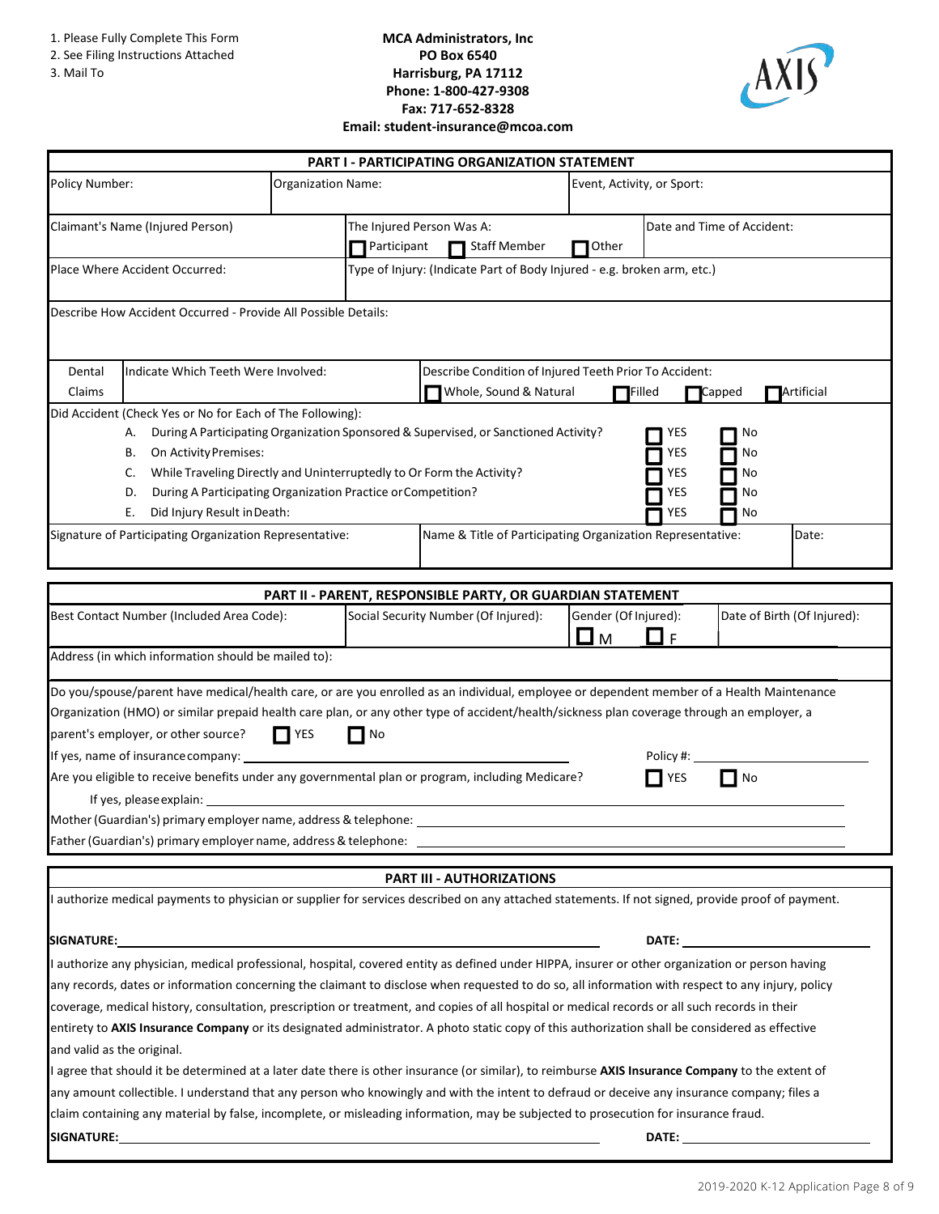1. Please Fully Complete This Form
2. See Filing Instructions Attached
3. Mail To

**MCA Administrators, Inc**
**PO Box 6540**
**Harrisburg, PA 17112**
**Phone: 1-800-427-9308**
**Fax: 717-652-8328**
**Email: student-insurance@mcoa.com**

## PART I - PARTICIPATING ORGANIZATION STATEMENT

| Policy Number: | Organization Name: | Event, Activity, or Sport: |
|---|---|---|
| Claimant's Name (Injured Person) | The Injured Person Was A: ☐ Participant ☐ Staff Member ☐ Other | Date and Time of Accident: |
| Place Where Accident Occurred: | Type of Injury: (Indicate Part of Body Injured - e.g. broken arm, etc.) | |

Describe How Accident Occurred - Provide All Possible Details:

| Dental Claims | Indicate Which Teeth Were Involved: | Describe Condition of Injured Teeth Prior To Accident: ☐ Whole, Sound & Natural ☐ Filled ☐ Capped ☐ Artificial |
|---|---|---|

Did Accident (Check Yes or No for Each of The Following):

| | | | |
|---|---|---|---|
| A. | During A Participating Organization Sponsored & Supervised, or Sanctioned Activity? | ☐ YES | ☐ No |
| B. | On Activity Premises: | ☐ YES | ☐ No |
| C. | While Traveling Directly and Uninterruptedly to Or Form the Activity? | ☐ YES | ☐ No |
| D. | During A Participating Organization Practice or Competition? | ☐ YES | ☐ No |
| E. | Did Injury Result in Death: | ☐ YES | ☐ No |

| Signature of Participating Organization Representative: | Name & Title of Participating Organization Representative: | Date: |
|---|---|---|

## PART II - PARENT, RESPONSIBLE PARTY, OR GUARDIAN STATEMENT

| Best Contact Number (Included Area Code): | Social Security Number (Of Injured): | Gender (Of Injured): ☐ M ☐ F | Date of Birth (Of Injured): |
|---|---|---|---|

Address (in which information should be mailed to):

Do you/spouse/parent have medical/health care, or are you enrolled as an individual, employee or dependent member of a Health Maintenance Organization (HMO) or similar prepaid health care plan, or any other type of accident/health/sickness plan coverage through an employer, a parent's employer, or other source? ☐ YES ☐ No

If yes, name of insurance company: ______________________ Policy #: ______________

Are you eligible to receive benefits under any governmental plan or program, including Medicare? ☐ YES ☐ No

If yes, please explain: ______________________

Mother (Guardian's) primary employer name, address & telephone: ______________________

Father (Guardian's) primary employer name, address & telephone: ______________________

## PART III - AUTHORIZATIONS

I authorize medical payments to physician or supplier for services described on any attached statements. If not signed, provide proof of payment.

**SIGNATURE:** ______________________ **DATE:** ______________

I authorize any physician, medical professional, hospital, covered entity as defined under HIPPA, insurer or other organization or person having any records, dates or information concerning the claimant to disclose when requested to do so, all information with respect to any injury, policy coverage, medical history, consultation, prescription or treatment, and copies of all hospital or medical records or all such records in their entirety to **AXIS Insurance Company** or its designated administrator. A photo static copy of this authorization shall be considered as effective and valid as the original.

I agree that should it be determined at a later date there is other insurance (or similar), to reimburse **AXIS Insurance Company** to the extent of any amount collectible. I understand that any person who knowingly and with the intent to defraud or deceive any insurance company; files a claim containing any material by false, incomplete, or misleading information, may be subjected to prosecution for insurance fraud.

**SIGNATURE:** ______________________ **DATE:** ______________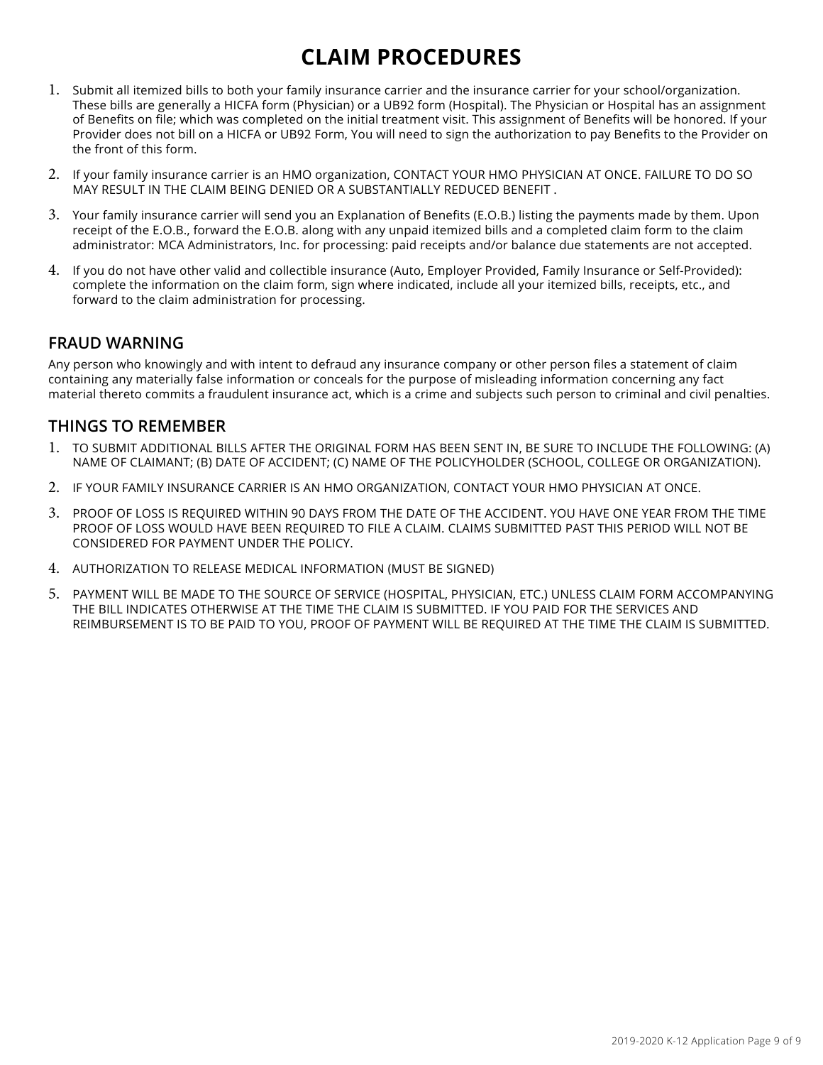# CLAIM PROCEDURES

1. Submit all itemized bills to both your family insurance carrier and the insurance carrier for your school/organization. These bills are generally a HICFA form (Physician) or a UB92 form (Hospital). The Physician or Hospital has an assignment of Benefits on file; which was completed on the initial treatment visit. This assignment of Benefits will be honored. If your Provider does not bill on a HICFA or UB92 Form, You will need to sign the authorization to pay Benefits to the Provider on the front of this form.
2. If your family insurance carrier is an HMO organization, CONTACT YOUR HMO PHYSICIAN AT ONCE. FAILURE TO DO SO MAY RESULT IN THE CLAIM BEING DENIED OR A SUBSTANTIALLY REDUCED BENEFIT .
3. Your family insurance carrier will send you an Explanation of Benefits (E.O.B.) listing the payments made by them. Upon receipt of the E.O.B., forward the E.O.B. along with any unpaid itemized bills and a completed claim form to the claim administrator: MCA Administrators, Inc. for processing: paid receipts and/or balance due statements are not accepted.
4. If you do not have other valid and collectible insurance (Auto, Employer Provided, Family Insurance or Self-Provided): complete the information on the claim form, sign where indicated, include all your itemized bills, receipts, etc., and forward to the claim administration for processing.

## FRAUD WARNING

Any person who knowingly and with intent to defraud any insurance company or other person files a statement of claim containing any materially false information or conceals for the purpose of misleading information concerning any fact material thereto commits a fraudulent insurance act, which is a crime and subjects such person to criminal and civil penalties.

## THINGS TO REMEMBER

1. TO SUBMIT ADDITIONAL BILLS AFTER THE ORIGINAL FORM HAS BEEN SENT IN, BE SURE TO INCLUDE THE FOLLOWING: (A) NAME OF CLAIMANT; (B) DATE OF ACCIDENT; (C) NAME OF THE POLICYHOLDER (SCHOOL, COLLEGE OR ORGANIZATION).
2. IF YOUR FAMILY INSURANCE CARRIER IS AN HMO ORGANIZATION, CONTACT YOUR HMO PHYSICIAN AT ONCE.
3. PROOF OF LOSS IS REQUIRED WITHIN 90 DAYS FROM THE DATE OF THE ACCIDENT. YOU HAVE ONE YEAR FROM THE TIME PROOF OF LOSS WOULD HAVE BEEN REQUIRED TO FILE A CLAIM. CLAIMS SUBMITTED PAST THIS PERIOD WILL NOT BE CONSIDERED FOR PAYMENT UNDER THE POLICY.
4. AUTHORIZATION TO RELEASE MEDICAL INFORMATION (MUST BE SIGNED)
5. PAYMENT WILL BE MADE TO THE SOURCE OF SERVICE (HOSPITAL, PHYSICIAN, ETC.) UNLESS CLAIM FORM ACCOMPANYING THE BILL INDICATES OTHERWISE AT THE TIME THE CLAIM IS SUBMITTED. IF YOU PAID FOR THE SERVICES AND REIMBURSEMENT IS TO BE PAID TO YOU, PROOF OF PAYMENT WILL BE REQUIRED AT THE TIME THE CLAIM IS SUBMITTED.